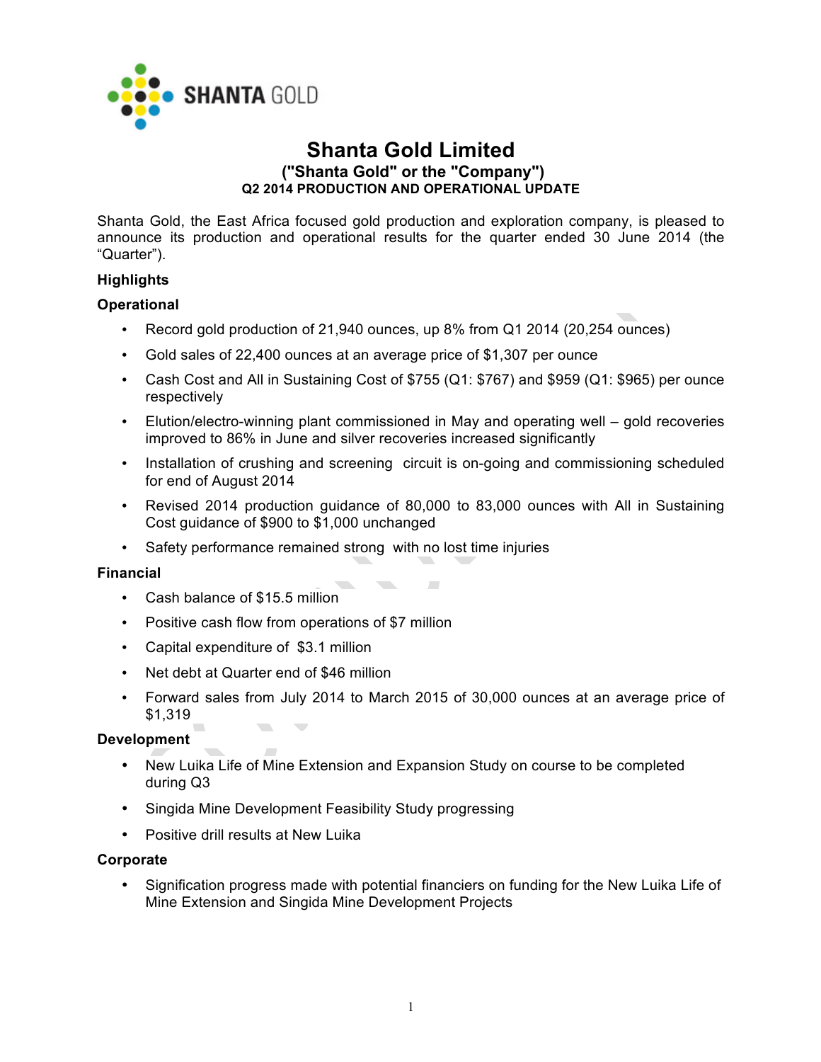# Shanta Gold Limited

### ("Shanta Gold" or the "Company")

#### Q2 2014 PRODUCTION AND OPERATIONAL UPDATE

Shanta Gold, the East Africa focused gold production and exploration company, is pleased to announce its production and operational results for the quarter ended 30 June 2014 (the "Quarter").

**Highlights**

**Operational**

- Record gold production of 21,940 ounces, up 8% from Q1 2014 (20,254 ounces)
- Gold sales of 22,400 ounces at an average price of $1,307 per ounce
- Cash Cost and All in Sustaining Cost of $755 (Q1: $767) and $959 (Q1: $965) per ounce respectively
- Elution/electro-winning plant commissioned in May and operating well – gold recoveries improved to 86% in June and silver recoveries increased significantly
- Installation of crushing and screening circuit is on-going and commissioning scheduled for end of August 2014
- Revised 2014 production guidance of 80,000 to 83,000 ounces with All in Sustaining Cost guidance of $900 to $1,000 unchanged
- Safety performance remained strong with no lost time injuries

**Financial**

- Cash balance of $15.5 million
- Positive cash flow from operations of $7 million
- Capital expenditure of $3.1 million
- Net debt at Quarter end of $46 million
- Forward sales from July 2014 to March 2015 of 30,000 ounces at an average price of $1,319

**Development**

- New Luika Life of Mine Extension and Expansion Study on course to be completed during Q3
- Singida Mine Development Feasibility Study progressing
- Positive drill results at New Luika

**Corporate**

- Signification progress made with potential financiers on funding for the New Luika Life of Mine Extension and Singida Mine Development Projects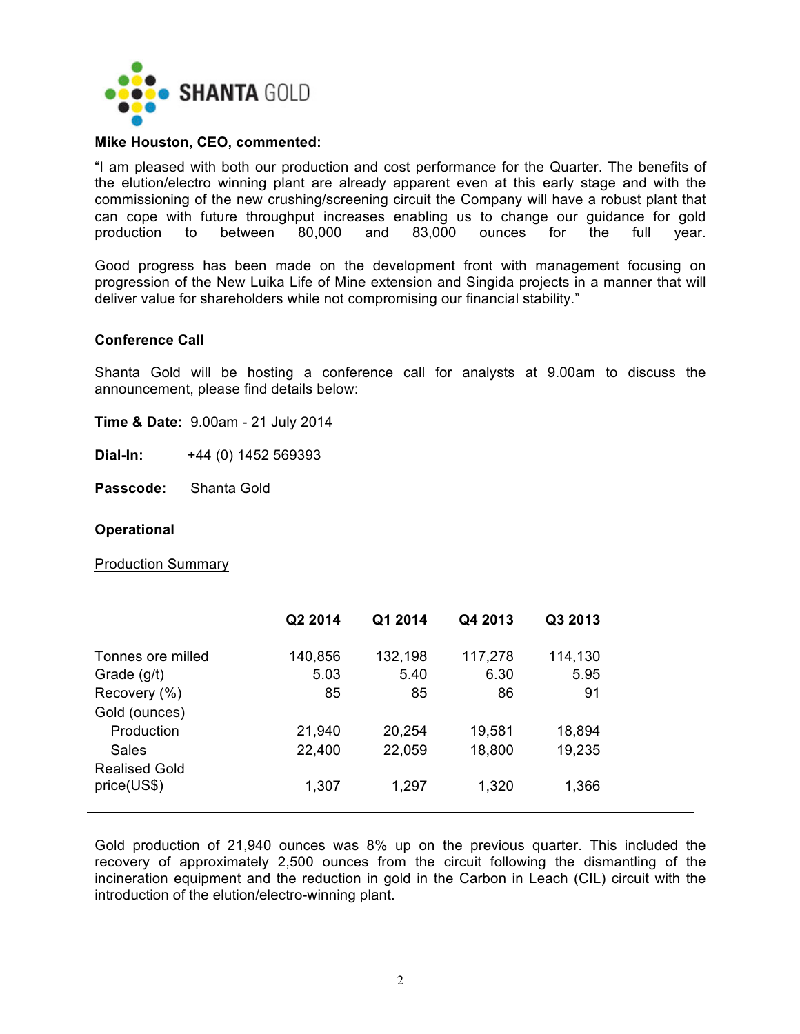SHANTA GOLD

**Mike Houston, CEO, commented:**

"I am pleased with both our production and cost performance for the Quarter. The benefits of the elution/electro winning plant are already apparent even at this early stage and with the commissioning of the new crushing/screening circuit the Company will have a robust plant that can cope with future throughput increases enabling us to change our guidance for gold production to between 80,000 and 83,000 ounces for the full year.

Good progress has been made on the development front with management focusing on progression of the New Luika Life of Mine extension and Singida projects in a manner that will deliver value for shareholders while not compromising our financial stability."

**Conference Call**

Shanta Gold will be hosting a conference call for analysts at 9.00am to discuss the announcement, please find details below:

**Time & Date:** 9.00am - 21 July 2014

**Dial-In:** +44 (0) 1452 569393

**Passcode:** Shanta Gold

**Operational**

Production Summary

| | Q2 2014 | Q1 2014 | Q4 2013 | Q3 2013 |
|---|---|---|---|---|
| Tonnes ore milled | 140,856 | 132,198 | 117,278 | 114,130 |
| Grade (g/t) | 5.03 | 5.40 | 6.30 | 5.95 |
| Recovery (%) | 85 | 85 | 86 | 91 |
| Gold (ounces) | | | | |
| Production | 21,940 | 20,254 | 19,581 | 18,894 |
| Sales | 22,400 | 22,059 | 18,800 | 19,235 |
| Realised Gold price(US$) | 1,307 | 1,297 | 1,320 | 1,366 |

Gold production of 21,940 ounces was 8% up on the previous quarter. This included the recovery of approximately 2,500 ounces from the circuit following the dismantling of the incineration equipment and the reduction in gold in the Carbon in Leach (CIL) circuit with the introduction of the elution/electro-winning plant.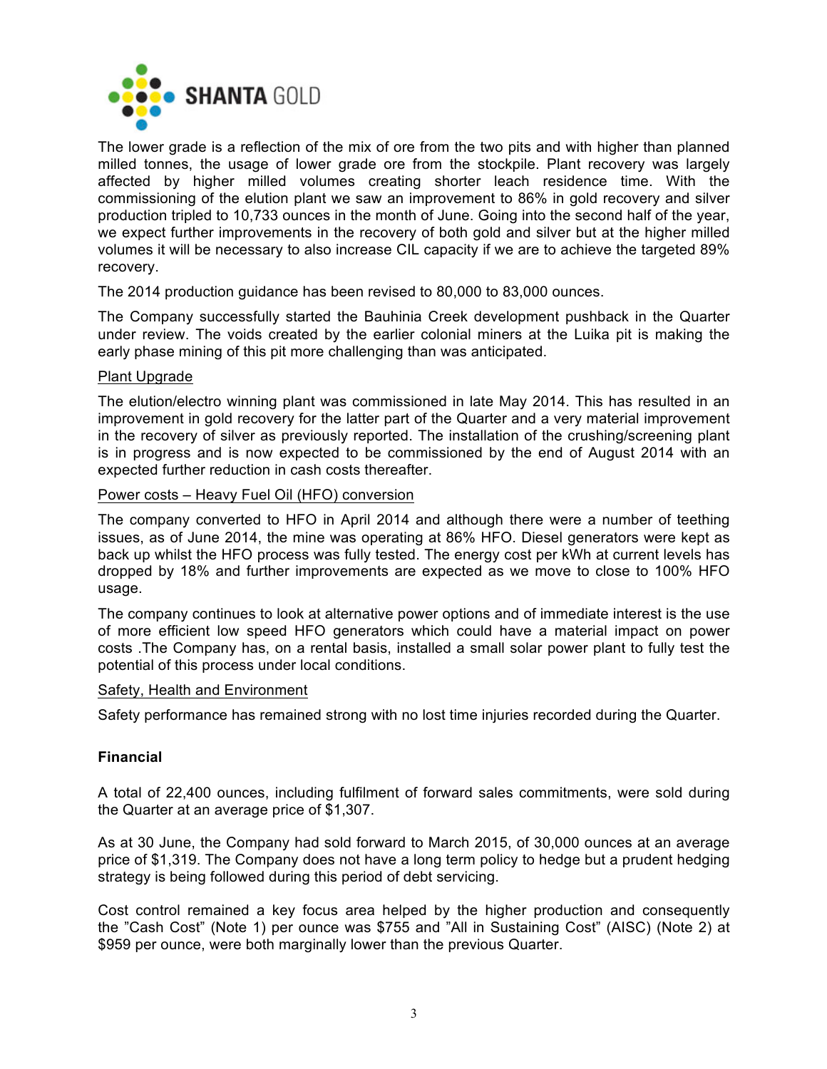The lower grade is a reflection of the mix of ore from the two pits and with higher than planned milled tonnes, the usage of lower grade ore from the stockpile. Plant recovery was largely affected by higher milled volumes creating shorter leach residence time. With the commissioning of the elution plant we saw an improvement to 86% in gold recovery and silver production tripled to 10,733 ounces in the month of June. Going into the second half of the year, we expect further improvements in the recovery of both gold and silver but at the higher milled volumes it will be necessary to also increase CIL capacity if we are to achieve the targeted 89% recovery.

The 2014 production guidance has been revised to 80,000 to 83,000 ounces.

The Company successfully started the Bauhinia Creek development pushback in the Quarter under review. The voids created by the earlier colonial miners at the Luika pit is making the early phase mining of this pit more challenging than was anticipated.

<u>Plant Upgrade</u>

The elution/electro winning plant was commissioned in late May 2014. This has resulted in an improvement in gold recovery for the latter part of the Quarter and a very material improvement in the recovery of silver as previously reported. The installation of the crushing/screening plant is in progress and is now expected to be commissioned by the end of August 2014 with an expected further reduction in cash costs thereafter.

<u>Power costs – Heavy Fuel Oil (HFO) conversion</u>

The company converted to HFO in April 2014 and although there were a number of teething issues, as of June 2014, the mine was operating at 86% HFO. Diesel generators were kept as back up whilst the HFO process was fully tested. The energy cost per kWh at current levels has dropped by 18% and further improvements are expected as we move to close to 100% HFO usage.

The company continues to look at alternative power options and of immediate interest is the use of more efficient low speed HFO generators which could have a material impact on power costs .The Company has, on a rental basis, installed a small solar power plant to fully test the potential of this process under local conditions.

<u>Safety, Health and Environment</u>

Safety performance has remained strong with no lost time injuries recorded during the Quarter.

**Financial**

A total of 22,400 ounces, including fulfilment of forward sales commitments, were sold during the Quarter at an average price of $1,307.

As at 30 June, the Company had sold forward to March 2015, of 30,000 ounces at an average price of $1,319. The Company does not have a long term policy to hedge but a prudent hedging strategy is being followed during this period of debt servicing.

Cost control remained a key focus area helped by the higher production and consequently the "Cash Cost" (Note 1) per ounce was $755 and "All in Sustaining Cost" (AISC) (Note 2) at $959 per ounce, were both marginally lower than the previous Quarter.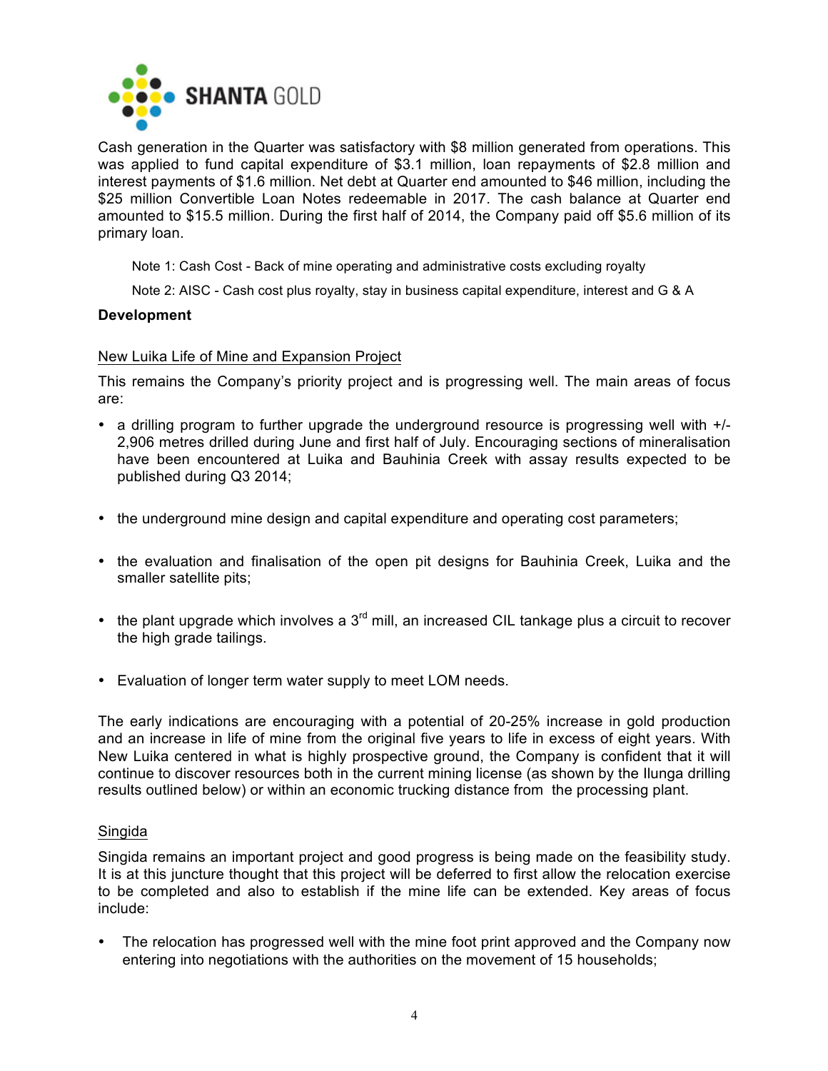Cash generation in the Quarter was satisfactory with $8 million generated from operations. This was applied to fund capital expenditure of $3.1 million, loan repayments of $2.8 million and interest payments of $1.6 million. Net debt at Quarter end amounted to $46 million, including the $25 million Convertible Loan Notes redeemable in 2017. The cash balance at Quarter end amounted to $15.5 million. During the first half of 2014, the Company paid off $5.6 million of its primary loan.

Note 1: Cash Cost - Back of mine operating and administrative costs excluding royalty

Note 2: AISC - Cash cost plus royalty, stay in business capital expenditure, interest and G & A

**Development**

New Luika Life of Mine and Expansion Project

This remains the Company's priority project and is progressing well. The main areas of focus are:

- a drilling program to further upgrade the underground resource is progressing well with +/- 2,906 metres drilled during June and first half of July. Encouraging sections of mineralisation have been encountered at Luika and Bauhinia Creek with assay results expected to be published during Q3 2014;
- the underground mine design and capital expenditure and operating cost parameters;
- the evaluation and finalisation of the open pit designs for Bauhinia Creek, Luika and the smaller satellite pits;
- the plant upgrade which involves a 3rd mill, an increased CIL tankage plus a circuit to recover the high grade tailings.
- Evaluation of longer term water supply to meet LOM needs.

The early indications are encouraging with a potential of 20-25% increase in gold production and an increase in life of mine from the original five years to life in excess of eight years. With New Luika centered in what is highly prospective ground, the Company is confident that it will continue to discover resources both in the current mining license (as shown by the Ilunga drilling results outlined below) or within an economic trucking distance from the processing plant.

Singida

Singida remains an important project and good progress is being made on the feasibility study. It is at this juncture thought that this project will be deferred to first allow the relocation exercise to be completed and also to establish if the mine life can be extended. Key areas of focus include:

- The relocation has progressed well with the mine foot print approved and the Company now entering into negotiations with the authorities on the movement of 15 households;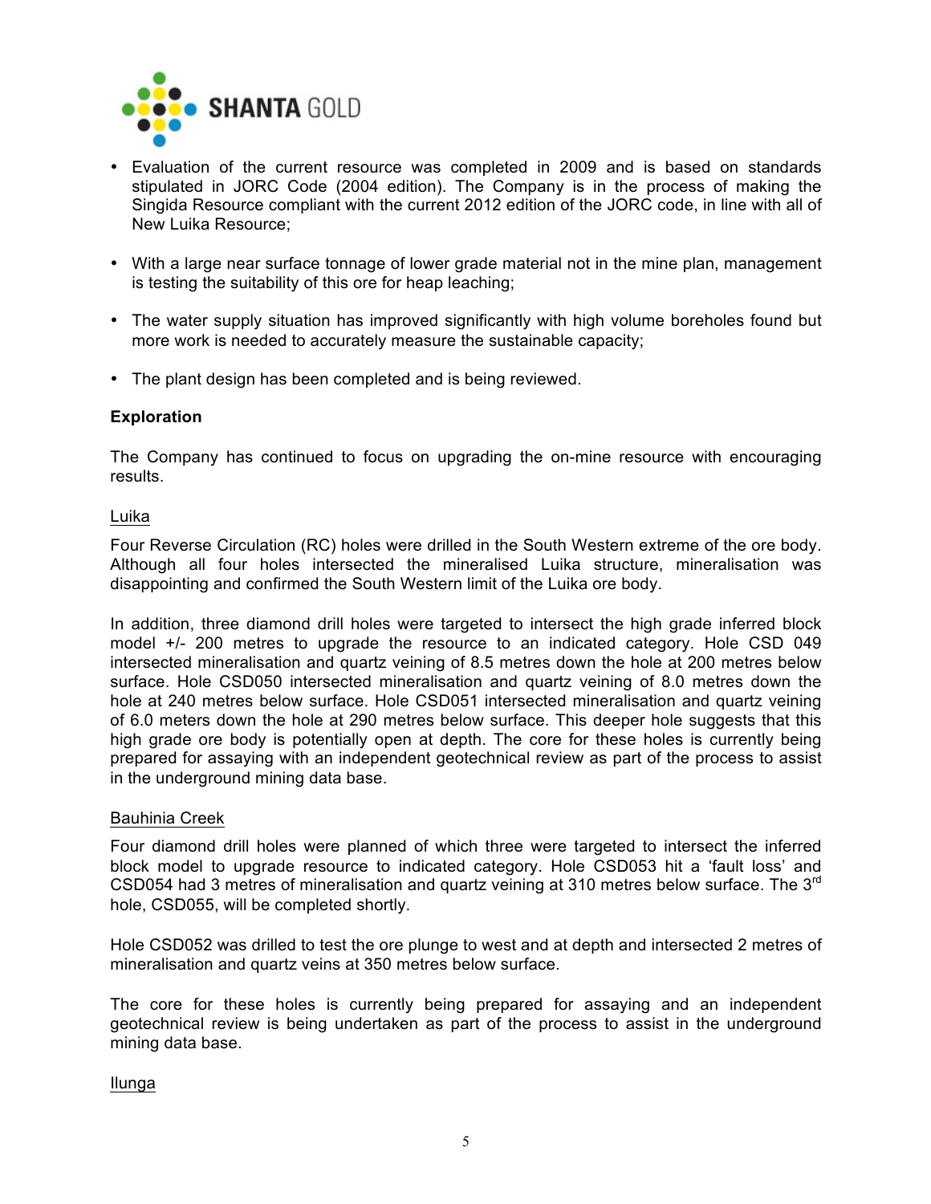- Evaluation of the current resource was completed in 2009 and is based on standards stipulated in JORC Code (2004 edition). The Company is in the process of making the Singida Resource compliant with the current 2012 edition of the JORC code, in line with all of New Luika Resource;

- With a large near surface tonnage of lower grade material not in the mine plan, management is testing the suitability of this ore for heap leaching;

- The water supply situation has improved significantly with high volume boreholes found but more work is needed to accurately measure the sustainable capacity;

- The plant design has been completed and is being reviewed.

**Exploration**

The Company has continued to focus on upgrading the on-mine resource with encouraging results.

Luika

Four Reverse Circulation (RC) holes were drilled in the South Western extreme of the ore body. Although all four holes intersected the mineralised Luika structure, mineralisation was disappointing and confirmed the South Western limit of the Luika ore body.

In addition, three diamond drill holes were targeted to intersect the high grade inferred block model +/- 200 metres to upgrade the resource to an indicated category. Hole CSD 049 intersected mineralisation and quartz veining of 8.5 metres down the hole at 200 metres below surface. Hole CSD050 intersected mineralisation and quartz veining of 8.0 metres down the hole at 240 metres below surface. Hole CSD051 intersected mineralisation and quartz veining of 6.0 meters down the hole at 290 metres below surface. This deeper hole suggests that this high grade ore body is potentially open at depth. The core for these holes is currently being prepared for assaying with an independent geotechnical review as part of the process to assist in the underground mining data base.

Bauhinia Creek

Four diamond drill holes were planned of which three were targeted to intersect the inferred block model to upgrade resource to indicated category. Hole CSD053 hit a 'fault loss' and CSD054 had 3 metres of mineralisation and quartz veining at 310 metres below surface. The 3rd hole, CSD055, will be completed shortly.

Hole CSD052 was drilled to test the ore plunge to west and at depth and intersected 2 metres of mineralisation and quartz veins at 350 metres below surface.

The core for these holes is currently being prepared for assaying and an independent geotechnical review is being undertaken as part of the process to assist in the underground mining data base.

Ilunga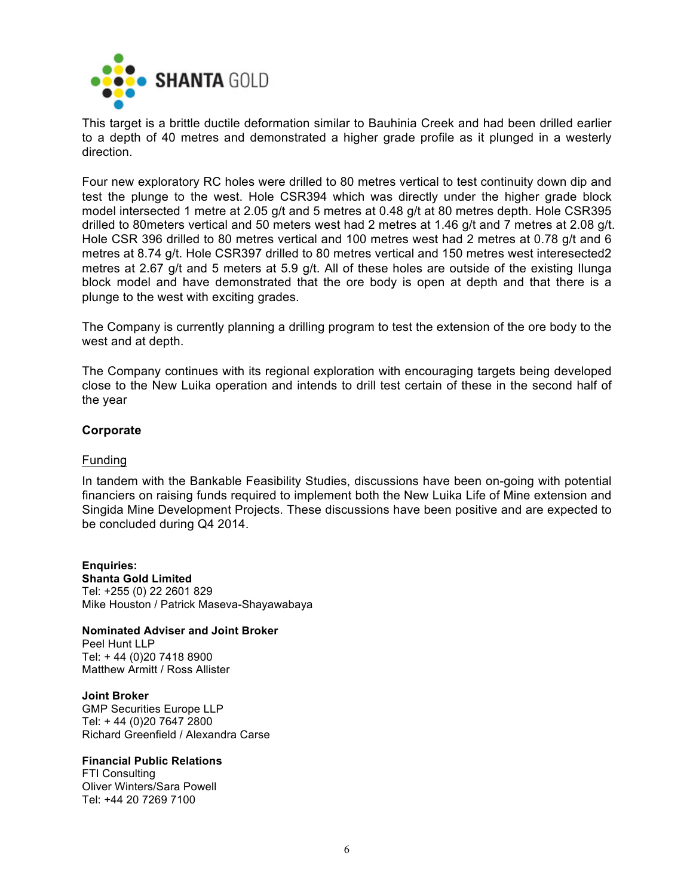This target is a brittle ductile deformation similar to Bauhinia Creek and had been drilled earlier to a depth of 40 metres and demonstrated a higher grade profile as it plunged in a westerly direction.

Four new exploratory RC holes were drilled to 80 metres vertical to test continuity down dip and test the plunge to the west. Hole CSR394 which was directly under the higher grade block model intersected 1 metre at 2.05 g/t and 5 metres at 0.48 g/t at 80 metres depth. Hole CSR395 drilled to 80meters vertical and 50 meters west had 2 metres at 1.46 g/t and 7 metres at 2.08 g/t. Hole CSR 396 drilled to 80 metres vertical and 100 metres west had 2 metres at 0.78 g/t and 6 metres at 8.74 g/t. Hole CSR397 drilled to 80 metres vertical and 150 metres west interesected2 metres at 2.67 g/t and 5 meters at 5.9 g/t. All of these holes are outside of the existing Ilunga block model and have demonstrated that the ore body is open at depth and that there is a plunge to the west with exciting grades.

The Company is currently planning a drilling program to test the extension of the ore body to the west and at depth.

The Company continues with its regional exploration with encouraging targets being developed close to the New Luika operation and intends to drill test certain of these in the second half of the year

**Corporate**

Funding

In tandem with the Bankable Feasibility Studies, discussions have been on-going with potential financiers on raising funds required to implement both the New Luika Life of Mine extension and Singida Mine Development Projects. These discussions have been positive and are expected to be concluded during Q4 2014.

**Enquiries:**
**Shanta Gold Limited**
Tel: +255 (0) 22 2601 829
Mike Houston / Patrick Maseva-Shayawabaya

**Nominated Adviser and Joint Broker**
Peel Hunt LLP
Tel: + 44 (0)20 7418 8900
Matthew Armitt / Ross Allister

**Joint Broker**
GMP Securities Europe LLP
Tel: + 44 (0)20 7647 2800
Richard Greenfield / Alexandra Carse

**Financial Public Relations**
FTI Consulting
Oliver Winters/Sara Powell
Tel: +44 20 7269 7100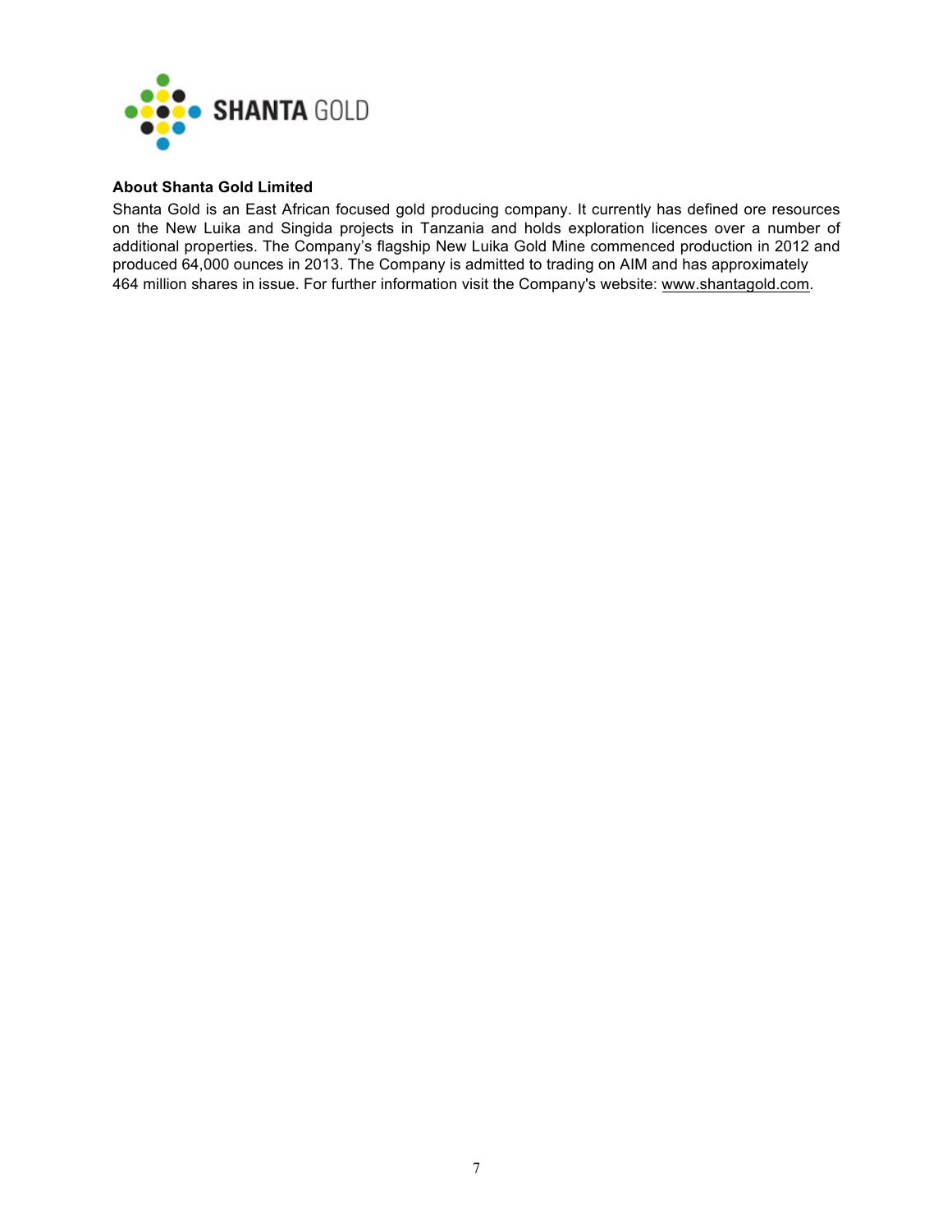**About Shanta Gold Limited**

Shanta Gold is an East African focused gold producing company. It currently has defined ore resources on the New Luika and Singida projects in Tanzania and holds exploration licences over a number of additional properties. The Company's flagship New Luika Gold Mine commenced production in 2012 and produced 64,000 ounces in 2013. The Company is admitted to trading on AIM and has approximately 464 million shares in issue. For further information visit the Company's website: www.shantagold.com.